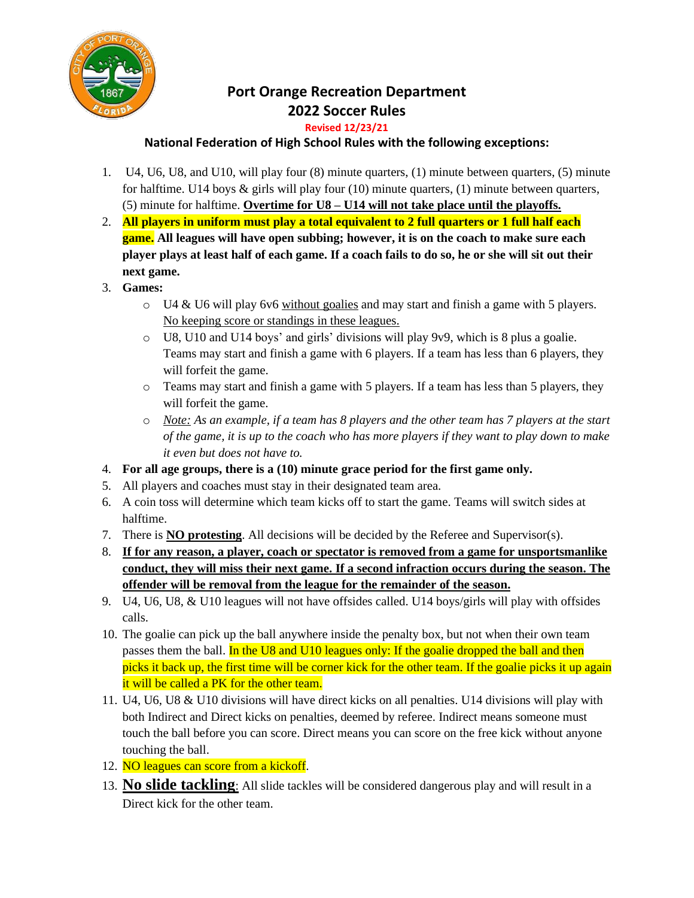# Port Orange Recreation Department
# 2022 Soccer Rules

Revised 12/23/21

### National Federation of High School Rules with the following exceptions:

1. U4, U6, U8, and U10, will play four (8) minute quarters, (1) minute between quarters, (5) minute for halftime. U14 boys & girls will play four (10) minute quarters, (1) minute between quarters, (5) minute for halftime. **Overtime for U8 – U14 will not take place until the playoffs.**
2. **All players in uniform must play a total equivalent to 2 full quarters or 1 full half each game. All leagues will have open subbing; however, it is on the coach to make sure each player plays at least half of each game. If a coach fails to do so, he or she will sit out their next game.**
3. **Games:**
   - U4 & U6 will play 6v6 without goalies and may start and finish a game with 5 players. No keeping score or standings in these leagues.
   - U8, U10 and U14 boys' and girls' divisions will play 9v9, which is 8 plus a goalie. Teams may start and finish a game with 6 players. If a team has less than 6 players, they will forfeit the game.
   - Teams may start and finish a game with 5 players. If a team has less than 5 players, they will forfeit the game.
   - *Note: As an example, if a team has 8 players and the other team has 7 players at the start of the game, it is up to the coach who has more players if they want to play down to make it even but does not have to.*
4. **For all age groups, there is a (10) minute grace period for the first game only.**
5. All players and coaches must stay in their designated team area.
6. A coin toss will determine which team kicks off to start the game. Teams will switch sides at halftime.
7. There is **NO protesting**. All decisions will be decided by the Referee and Supervisor(s).
8. **If for any reason, a player, coach or spectator is removed from a game for unsportsmanlike conduct, they will miss their next game. If a second infraction occurs during the season. The offender will be removal from the league for the remainder of the season.**
9. U4, U6, U8, & U10 leagues will not have offsides called. U14 boys/girls will play with offsides calls.
10. The goalie can pick up the ball anywhere inside the penalty box, but not when their own team passes them the ball. In the U8 and U10 leagues only: If the goalie dropped the ball and then picks it back up, the first time will be corner kick for the other team. If the goalie picks it up again it will be called a PK for the other team.
11. U4, U6, U8 & U10 divisions will have direct kicks on all penalties. U14 divisions will play with both Indirect and Direct kicks on penalties, deemed by referee. Indirect means someone must touch the ball before you can score. Direct means you can score on the free kick without anyone touching the ball.
12. NO leagues can score from a kickoff.
13. **No slide tackling**: All slide tackles will be considered dangerous play and will result in a Direct kick for the other team.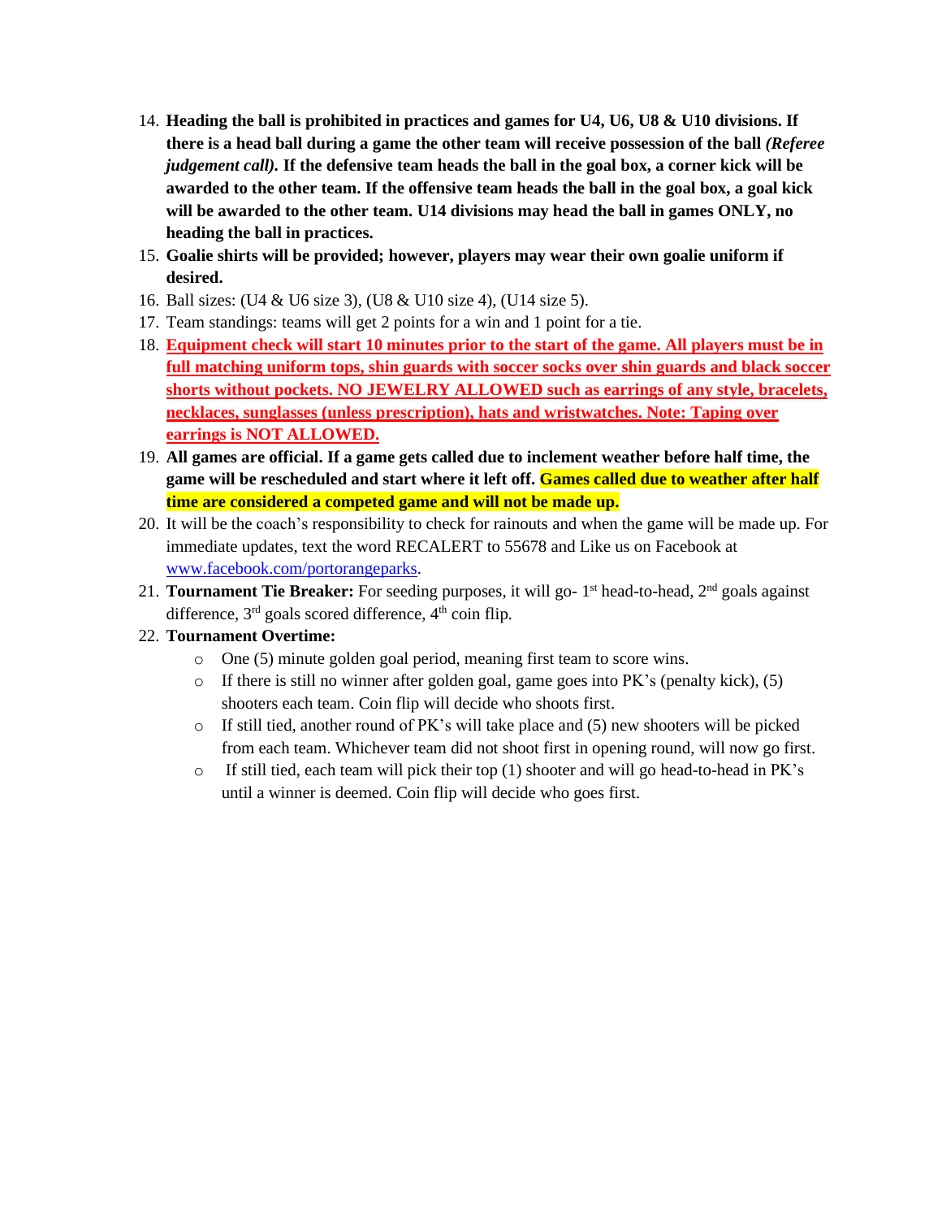14. **Heading the ball is prohibited in practices and games for U4, U6, U8 & U10 divisions. If there is a head ball during a game the other team will receive possession of the ball *(Referee judgement call)*. If the defensive team heads the ball in the goal box, a corner kick will be awarded to the other team. If the offensive team heads the ball in the goal box, a goal kick will be awarded to the other team. U14 divisions may head the ball in games ONLY, no heading the ball in practices.**
15. **Goalie shirts will be provided; however, players may wear their own goalie uniform if desired.**
16. Ball sizes: (U4 & U6 size 3), (U8 & U10 size 4), (U14 size 5).
17. Team standings: teams will get 2 points for a win and 1 point for a tie.
18. **Equipment check will start 10 minutes prior to the start of the game. All players must be in full matching uniform tops, shin guards with soccer socks over shin guards and black soccer shorts without pockets. NO JEWELRY ALLOWED such as earrings of any style, bracelets, necklaces, sunglasses (unless prescription), hats and wristwatches. Note: Taping over earrings is NOT ALLOWED.**
19. **All games are official. If a game gets called due to inclement weather before half time, the game will be rescheduled and start where it left off. Games called due to weather after half time are considered a competed game and will not be made up.**
20. It will be the coach's responsibility to check for rainouts and when the game will be made up. For immediate updates, text the word RECALERT to 55678 and Like us on Facebook at www.facebook.com/portorangeparks.
21. **Tournament Tie Breaker:** For seeding purposes, it will go- 1st head-to-head, 2nd goals against difference, 3rd goals scored difference, 4th coin flip.
22. **Tournament Overtime:**
    - One (5) minute golden goal period, meaning first team to score wins.
    - If there is still no winner after golden goal, game goes into PK's (penalty kick), (5) shooters each team. Coin flip will decide who shoots first.
    - If still tied, another round of PK's will take place and (5) new shooters will be picked from each team. Whichever team did not shoot first in opening round, will now go first.
    - If still tied, each team will pick their top (1) shooter and will go head-to-head in PK's until a winner is deemed. Coin flip will decide who goes first.